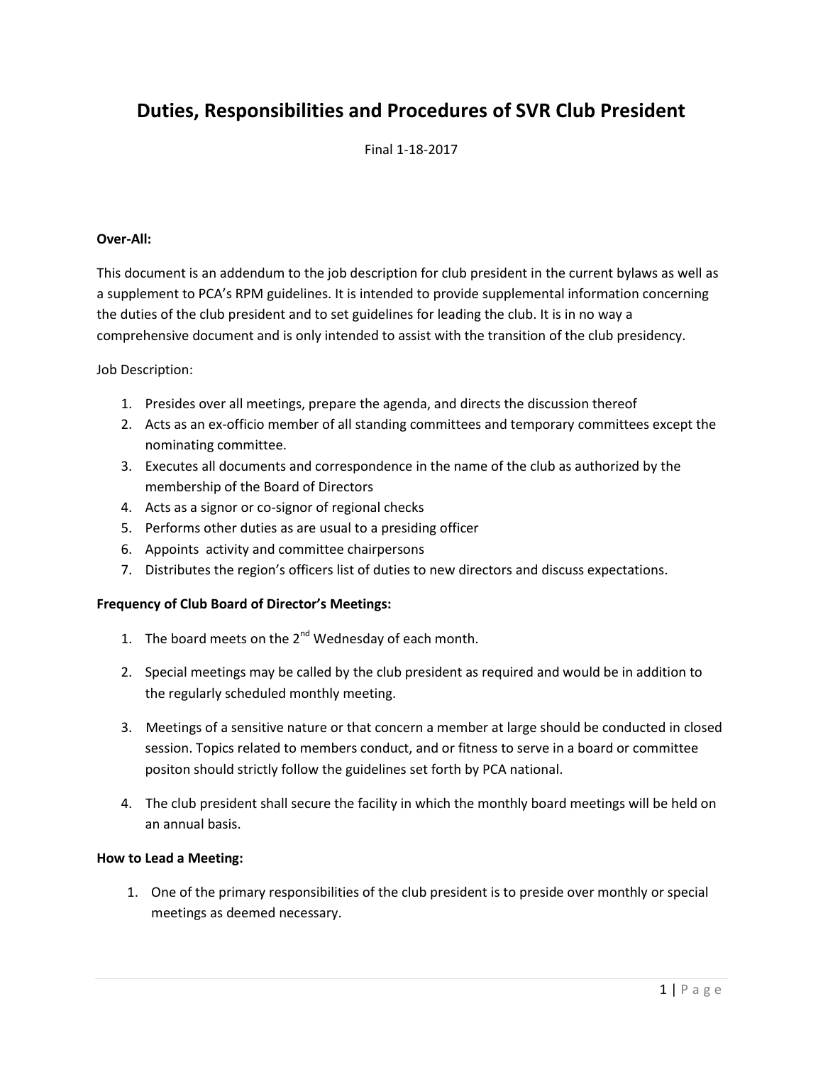# Duties, Responsibilities and Procedures of SVR Club President

Final 1-18-2017

**Over-All:**

This document is an addendum to the job description for club president in the current bylaws as well as a supplement to PCA's RPM guidelines. It is intended to provide supplemental information concerning the duties of the club president and to set guidelines for leading the club. It is in no way a comprehensive document and is only intended to assist with the transition of the club presidency.

Job Description:

1. Presides over all meetings, prepare the agenda, and directs the discussion thereof
2. Acts as an ex-officio member of all standing committees and temporary committees except the nominating committee.
3. Executes all documents and correspondence in the name of the club as authorized by the membership of the Board of Directors
4. Acts as a signor or co-signor of regional checks
5. Performs other duties as are usual to a presiding officer
6. Appoints activity and committee chairpersons
7. Distributes the region's officers list of duties to new directors and discuss expectations.

**Frequency of Club Board of Director's Meetings:**

1. The board meets on the 2nd Wednesday of each month.
2. Special meetings may be called by the club president as required and would be in addition to the regularly scheduled monthly meeting.
3. Meetings of a sensitive nature or that concern a member at large should be conducted in closed session. Topics related to members conduct, and or fitness to serve in a board or committee positon should strictly follow the guidelines set forth by PCA national.
4. The club president shall secure the facility in which the monthly board meetings will be held on an annual basis.

**How to Lead a Meeting:**

1. One of the primary responsibilities of the club president is to preside over monthly or special meetings as deemed necessary.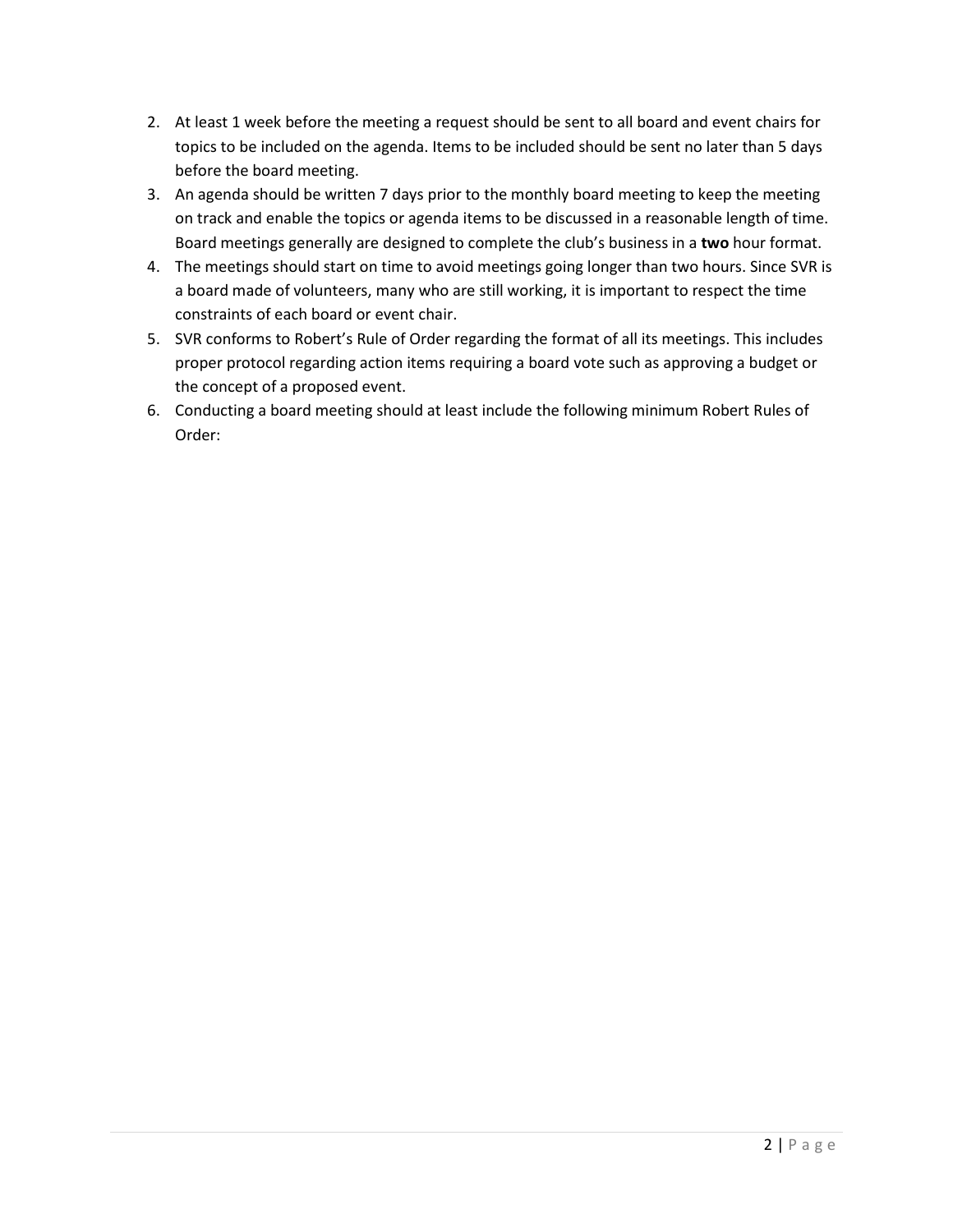2. At least 1 week before the meeting a request should be sent to all board and event chairs for topics to be included on the agenda. Items to be included should be sent no later than 5 days before the board meeting.
3. An agenda should be written 7 days prior to the monthly board meeting to keep the meeting on track and enable the topics or agenda items to be discussed in a reasonable length of time. Board meetings generally are designed to complete the club's business in a **two** hour format.
4. The meetings should start on time to avoid meetings going longer than two hours. Since SVR is a board made of volunteers, many who are still working, it is important to respect the time constraints of each board or event chair.
5. SVR conforms to Robert's Rule of Order regarding the format of all its meetings. This includes proper protocol regarding action items requiring a board vote such as approving a budget or the concept of a proposed event.
6. Conducting a board meeting should at least include the following minimum Robert Rules of Order: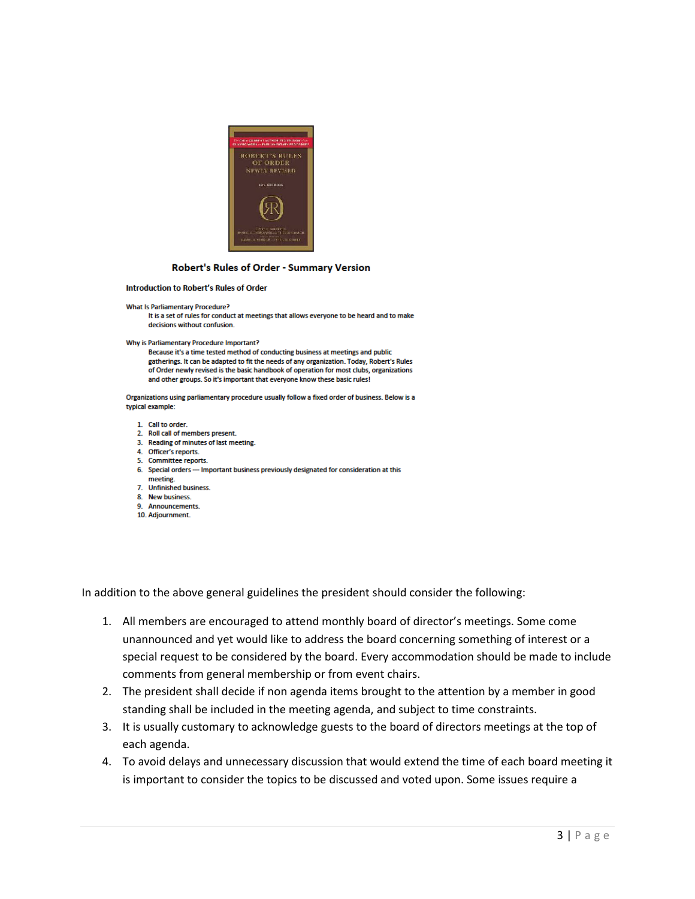**Robert's Rules of Order - Summary Version**

**Introduction to Robert's Rules of Order**

**What Is Parliamentary Procedure?**

It is a set of rules for conduct at meetings that allows everyone to be heard and to make decisions without confusion.

**Why is Parliamentary Procedure Important?**

Because it's a time tested method of conducting business at meetings and public gatherings. It can be adapted to fit the needs of any organization. Today, Robert's Rules of Order newly revised is the basic handbook of operation for most clubs, organizations and other groups. So it's important that everyone know these basic rules!

Organizations using parliamentary procedure usually follow a fixed order of business. Below is a typical example:

1. Call to order.
2. Roll call of members present.
3. Reading of minutes of last meeting.
4. Officer's reports.
5. Committee reports.
6. Special orders --- Important business previously designated for consideration at this meeting.
7. Unfinished business.
8. New business.
9. Announcements.
10. Adjournment.

In addition to the above general guidelines the president should consider the following:

1. All members are encouraged to attend monthly board of director's meetings. Some come unannounced and yet would like to address the board concerning something of interest or a special request to be considered by the board. Every accommodation should be made to include comments from general membership or from event chairs.
2. The president shall decide if non agenda items brought to the attention by a member in good standing shall be included in the meeting agenda, and subject to time constraints.
3. It is usually customary to acknowledge guests to the board of directors meetings at the top of each agenda.
4. To avoid delays and unnecessary discussion that would extend the time of each board meeting it is important to consider the topics to be discussed and voted upon. Some issues require a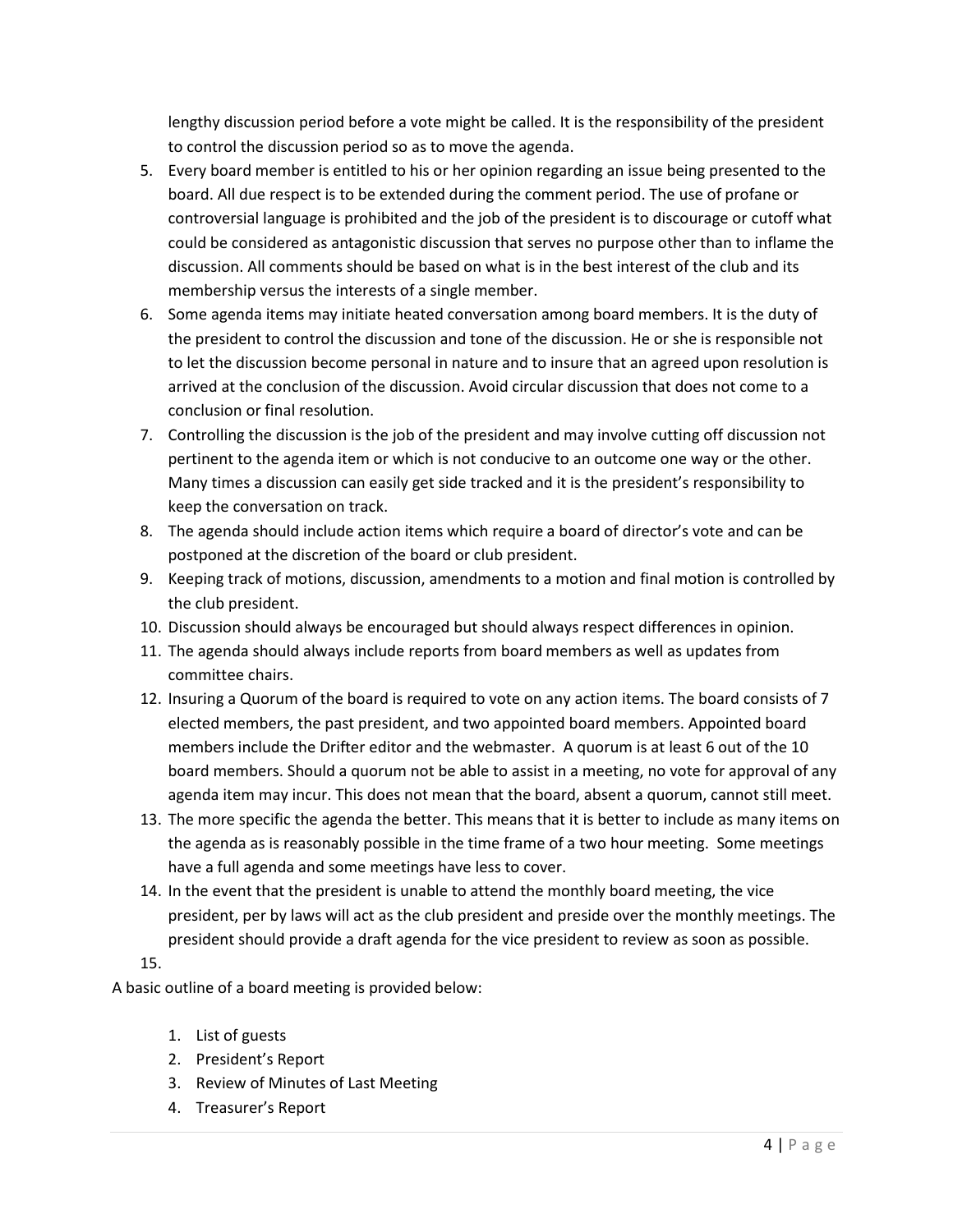lengthy discussion period before a vote might be called. It is the responsibility of the president to control the discussion period so as to move the agenda.

5. Every board member is entitled to his or her opinion regarding an issue being presented to the board. All due respect is to be extended during the comment period. The use of profane or controversial language is prohibited and the job of the president is to discourage or cutoff what could be considered as antagonistic discussion that serves no purpose other than to inflame the discussion. All comments should be based on what is in the best interest of the club and its membership versus the interests of a single member.
6. Some agenda items may initiate heated conversation among board members. It is the duty of the president to control the discussion and tone of the discussion. He or she is responsible not to let the discussion become personal in nature and to insure that an agreed upon resolution is arrived at the conclusion of the discussion. Avoid circular discussion that does not come to a conclusion or final resolution.
7. Controlling the discussion is the job of the president and may involve cutting off discussion not pertinent to the agenda item or which is not conducive to an outcome one way or the other. Many times a discussion can easily get side tracked and it is the president's responsibility to keep the conversation on track.
8. The agenda should include action items which require a board of director's vote and can be postponed at the discretion of the board or club president.
9. Keeping track of motions, discussion, amendments to a motion and final motion is controlled by the club president.
10. Discussion should always be encouraged but should always respect differences in opinion.
11. The agenda should always include reports from board members as well as updates from committee chairs.
12. Insuring a Quorum of the board is required to vote on any action items. The board consists of 7 elected members, the past president, and two appointed board members. Appointed board members include the Drifter editor and the webmaster. A quorum is at least 6 out of the 10 board members. Should a quorum not be able to assist in a meeting, no vote for approval of any agenda item may incur. This does not mean that the board, absent a quorum, cannot still meet.
13. The more specific the agenda the better. This means that it is better to include as many items on the agenda as is reasonably possible in the time frame of a two hour meeting. Some meetings have a full agenda and some meetings have less to cover.
14. In the event that the president is unable to attend the monthly board meeting, the vice president, per by laws will act as the club president and preside over the monthly meetings. The president should provide a draft agenda for the vice president to review as soon as possible.
15.

A basic outline of a board meeting is provided below:

1. List of guests
2. President's Report
3. Review of Minutes of Last Meeting
4. Treasurer's Report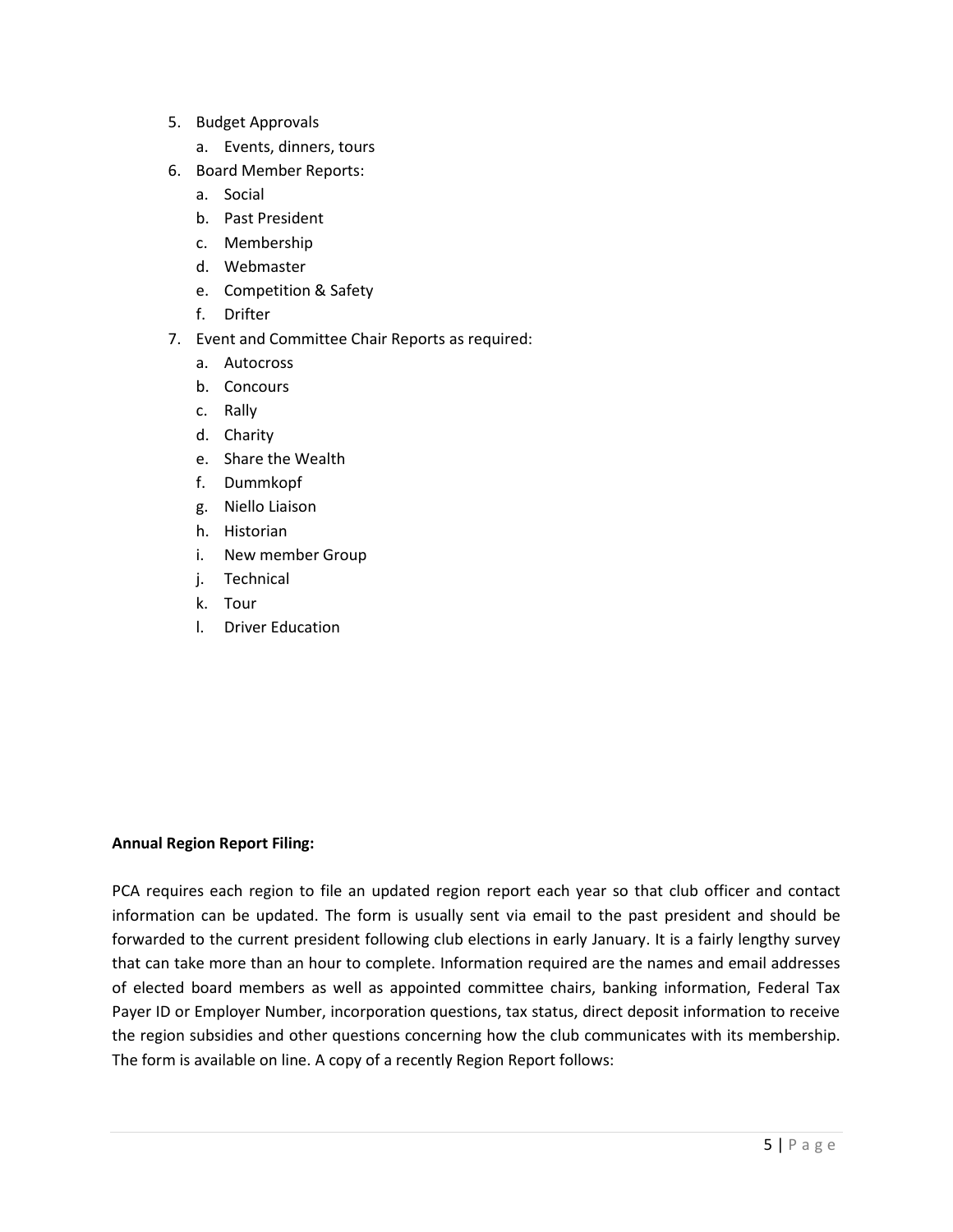5. Budget Approvals
    a. Events, dinners, tours
6. Board Member Reports:
    a. Social
    b. Past President
    c. Membership
    d. Webmaster
    e. Competition & Safety
    f. Drifter
7. Event and Committee Chair Reports as required:
    a. Autocross
    b. Concours
    c. Rally
    d. Charity
    e. Share the Wealth
    f. Dummkopf
    g. Niello Liaison
    h. Historian
    i. New member Group
    j. Technical
    k. Tour
    l. Driver Education

**Annual Region Report Filing:**

PCA requires each region to file an updated region report each year so that club officer and contact information can be updated. The form is usually sent via email to the past president and should be forwarded to the current president following club elections in early January. It is a fairly lengthy survey that can take more than an hour to complete. Information required are the names and email addresses of elected board members as well as appointed committee chairs, banking information, Federal Tax Payer ID or Employer Number, incorporation questions, tax status, direct deposit information to receive the region subsidies and other questions concerning how the club communicates with its membership. The form is available on line. A copy of a recently Region Report follows: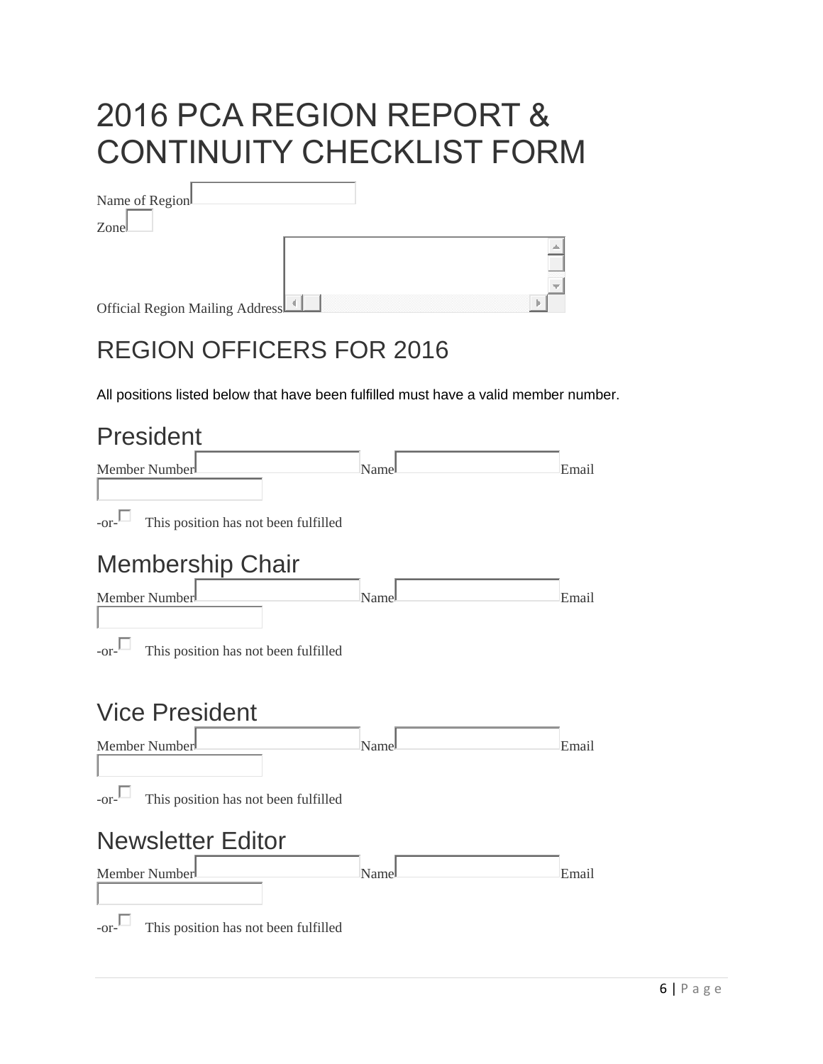# 2016 PCA REGION REPORT & CONTINUITY CHECKLIST FORM

Name of Region

Zone

Official Region Mailing Address

## REGION OFFICERS FOR 2016

All positions listed below that have been fulfilled must have a valid member number.

## President

Member Number Name Email

-or- ☐ This position has not been fulfilled

## Membership Chair

Member Number Name Email

-or- ☐ This position has not been fulfilled

## Vice President

Member Number Name Email

-or- ☐ This position has not been fulfilled

## Newsletter Editor

Member Number Name Email

-or- ☐ This position has not been fulfilled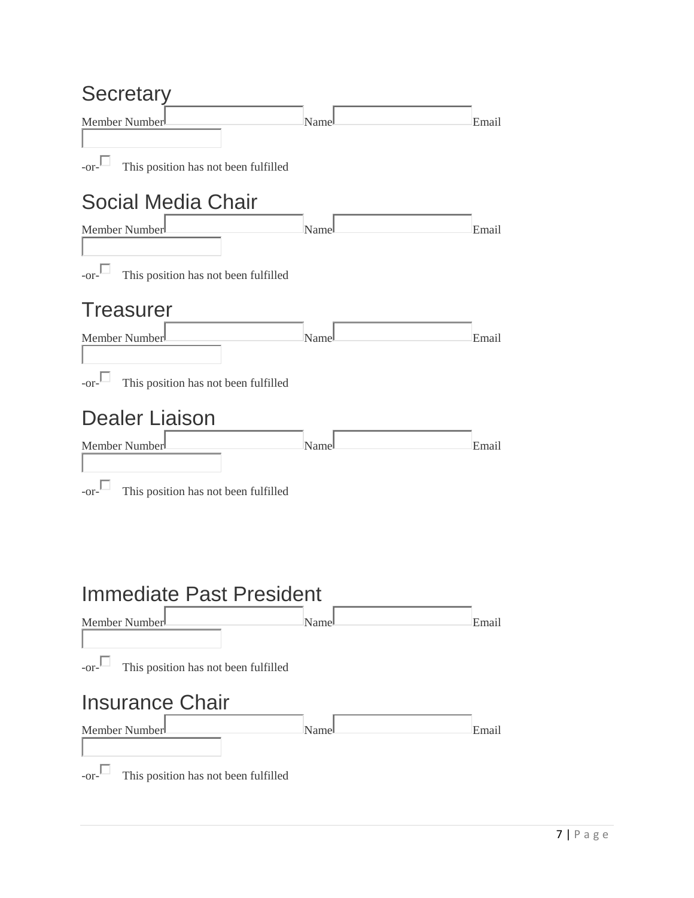## Secretary

Member Number \_\_\_\_\_\_\_\_\_\_ Name \_\_\_\_\_\_\_\_\_\_ Email \_\_\_\_\_\_\_\_\_\_

-or- ☐ This position has not been fulfilled

## Social Media Chair

Member Number \_\_\_\_\_\_\_\_\_\_ Name \_\_\_\_\_\_\_\_\_\_ Email \_\_\_\_\_\_\_\_\_\_

-or- ☐ This position has not been fulfilled

## Treasurer

Member Number \_\_\_\_\_\_\_\_\_\_ Name \_\_\_\_\_\_\_\_\_\_ Email \_\_\_\_\_\_\_\_\_\_

-or- ☐ This position has not been fulfilled

## Dealer Liaison

Member Number \_\_\_\_\_\_\_\_\_\_ Name \_\_\_\_\_\_\_\_\_\_ Email \_\_\_\_\_\_\_\_\_\_

-or- ☐ This position has not been fulfilled

## Immediate Past President

Member Number \_\_\_\_\_\_\_\_\_\_ Name \_\_\_\_\_\_\_\_\_\_ Email \_\_\_\_\_\_\_\_\_\_

-or- ☐ This position has not been fulfilled

## Insurance Chair

Member Number \_\_\_\_\_\_\_\_\_\_ Name \_\_\_\_\_\_\_\_\_\_ Email \_\_\_\_\_\_\_\_\_\_

-or- ☐ This position has not been fulfilled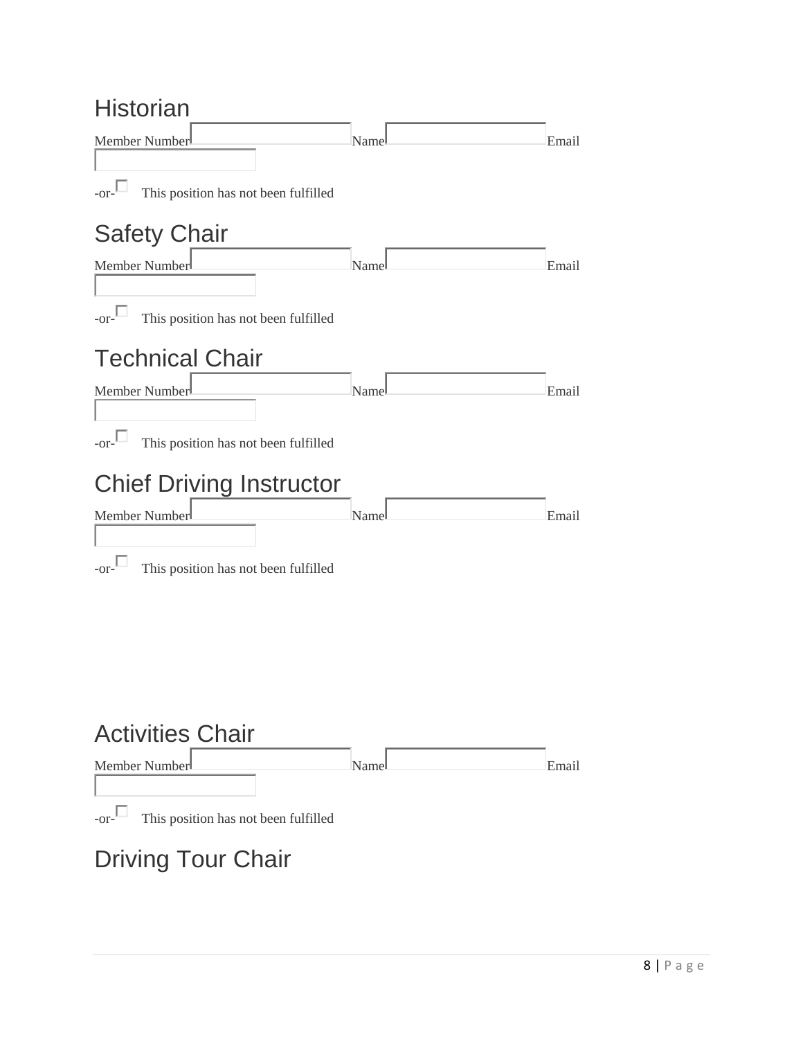## Historian

Member Number ________ Name ________ Email ________

-or- ☐ This position has not been fulfilled

## Safety Chair

Member Number ________ Name ________ Email ________

-or- ☐ This position has not been fulfilled

## Technical Chair

Member Number ________ Name ________ Email ________

-or- ☐ This position has not been fulfilled

## Chief Driving Instructor

Member Number ________ Name ________ Email ________

-or- ☐ This position has not been fulfilled

## Activities Chair

Member Number ________ Name ________ Email ________

-or- ☐ This position has not been fulfilled

## Driving Tour Chair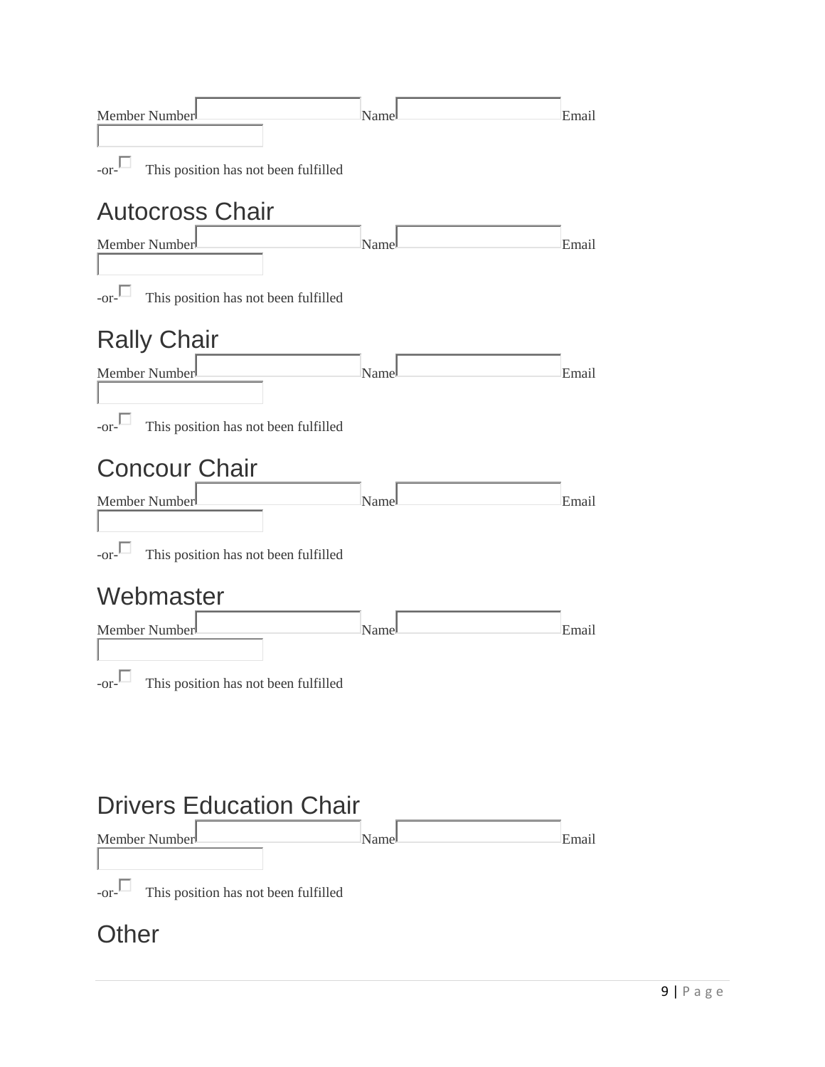Member Number ____________ Name ____________ Email ____________

-or- ☐ This position has not been fulfilled

## Autocross Chair

Member Number ____________ Name ____________ Email ____________

-or- ☐ This position has not been fulfilled

## Rally Chair

Member Number ____________ Name ____________ Email ____________

-or- ☐ This position has not been fulfilled

## Concour Chair

Member Number ____________ Name ____________ Email ____________

-or- ☐ This position has not been fulfilled

## Webmaster

Member Number ____________ Name ____________ Email ____________

-or- ☐ This position has not been fulfilled

## Drivers Education Chair

Member Number ____________ Name ____________ Email ____________

-or- ☐ This position has not been fulfilled

## Other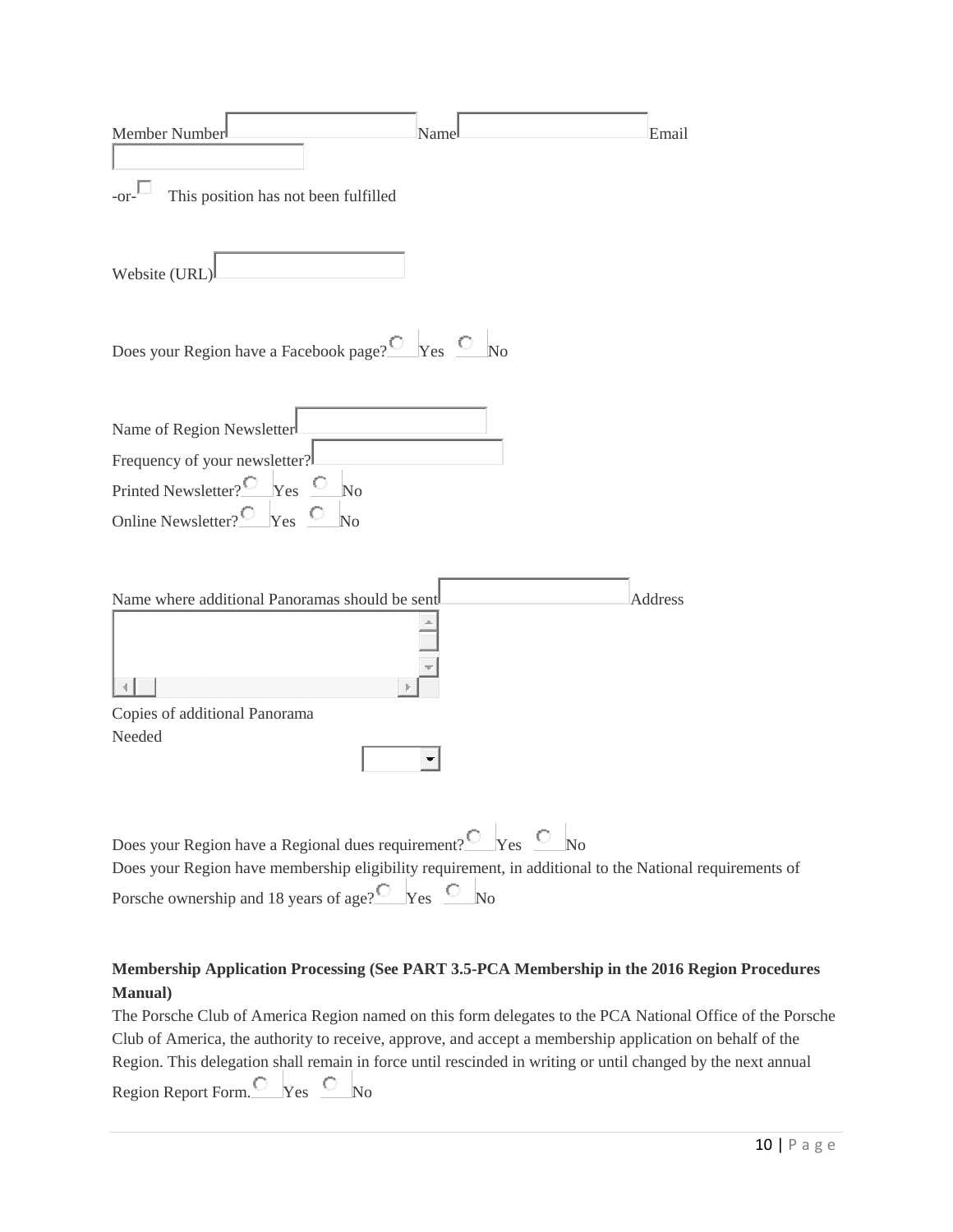Member Number ________ Name ________ Email ________

-or- ☐ This position has not been fulfilled

Website (URL) ________

Does your Region have a Facebook page? ○ Yes ○ No

Name of Region Newsletter ________

Frequency of your newsletter? ________

Printed Newsletter? ○ Yes ○ No

Online Newsletter? ○ Yes ○ No

Name where additional Panoramas should be sent ________ Address ________

Copies of additional Panorama Needed ________

Does your Region have a Regional dues requirement? ○ Yes ○ No

Does your Region have membership eligibility requirement, in additional to the National requirements of Porsche ownership and 18 years of age? ○ Yes ○ No

**Membership Application Processing (See PART 3.5-PCA Membership in the 2016 Region Procedures Manual)**

The Porsche Club of America Region named on this form delegates to the PCA National Office of the Porsche Club of America, the authority to receive, approve, and accept a membership application on behalf of the Region. This delegation shall remain in force until rescinded in writing or until changed by the next annual Region Report Form. ○ Yes ○ No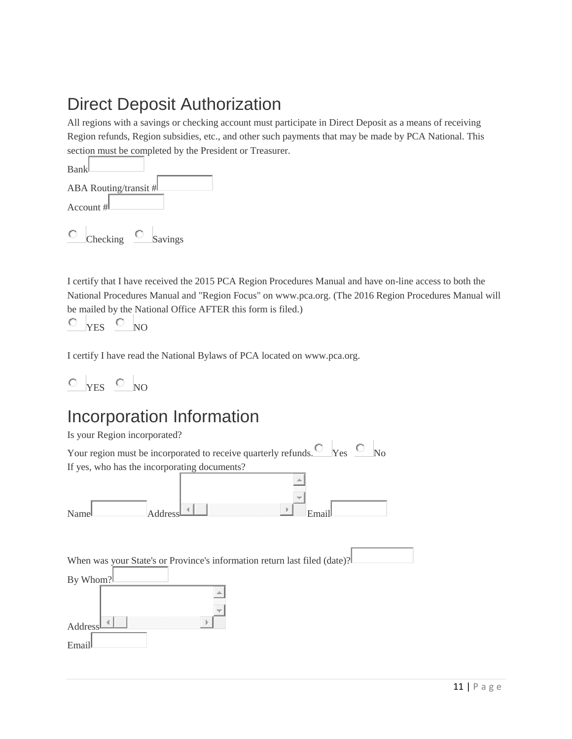## Direct Deposit Authorization

All regions with a savings or checking account must participate in Direct Deposit as a means of receiving Region refunds, Region subsidies, etc., and other such payments that may be made by PCA National. This section must be completed by the President or Treasurer.

Bank

ABA Routing/transit #

Account #

Checking    Savings

I certify that I have received the 2015 PCA Region Procedures Manual and have on-line access to both the National Procedures Manual and "Region Focus" on www.pca.org. (The 2016 Region Procedures Manual will be mailed by the National Office AFTER this form is filed.)

YES    NO

I certify I have read the National Bylaws of PCA located on www.pca.org.

YES    NO

## Incorporation Information

Is your Region incorporated?

Your region must be incorporated to receive quarterly refunds.    Yes    No

If yes, who has the incorporating documents?

Name    Address    Email

When was your State's or Province's information return last filed (date)?

By Whom?

Address

Email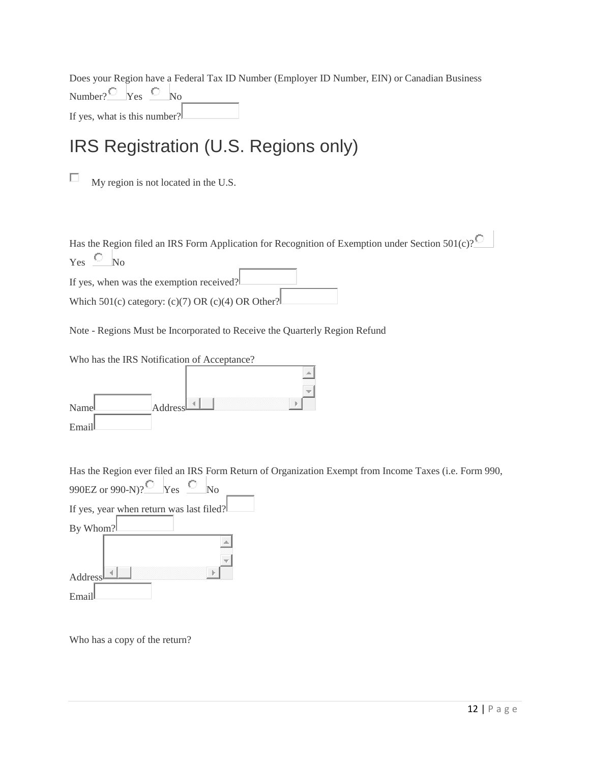Does your Region have a Federal Tax ID Number (Employer ID Number, EIN) or Canadian Business Number? ○ Yes ○ No

If yes, what is this number?

# IRS Registration (U.S. Regions only)

☐ My region is not located in the U.S.

Has the Region filed an IRS Form Application for Recognition of Exemption under Section 501(c)? ○ Yes ○ No

If yes, when was the exemption received?

Which 501(c) category: (c)(7) OR (c)(4) OR Other?

Note - Regions Must be Incorporated to Receive the Quarterly Region Refund

Who has the IRS Notification of Acceptance?

Name Address

Email

Has the Region ever filed an IRS Form Return of Organization Exempt from Income Taxes (i.e. Form 990, 990EZ or 990-N)? ○ Yes ○ No

If yes, year when return was last filed?

By Whom?

Address

Email

Who has a copy of the return?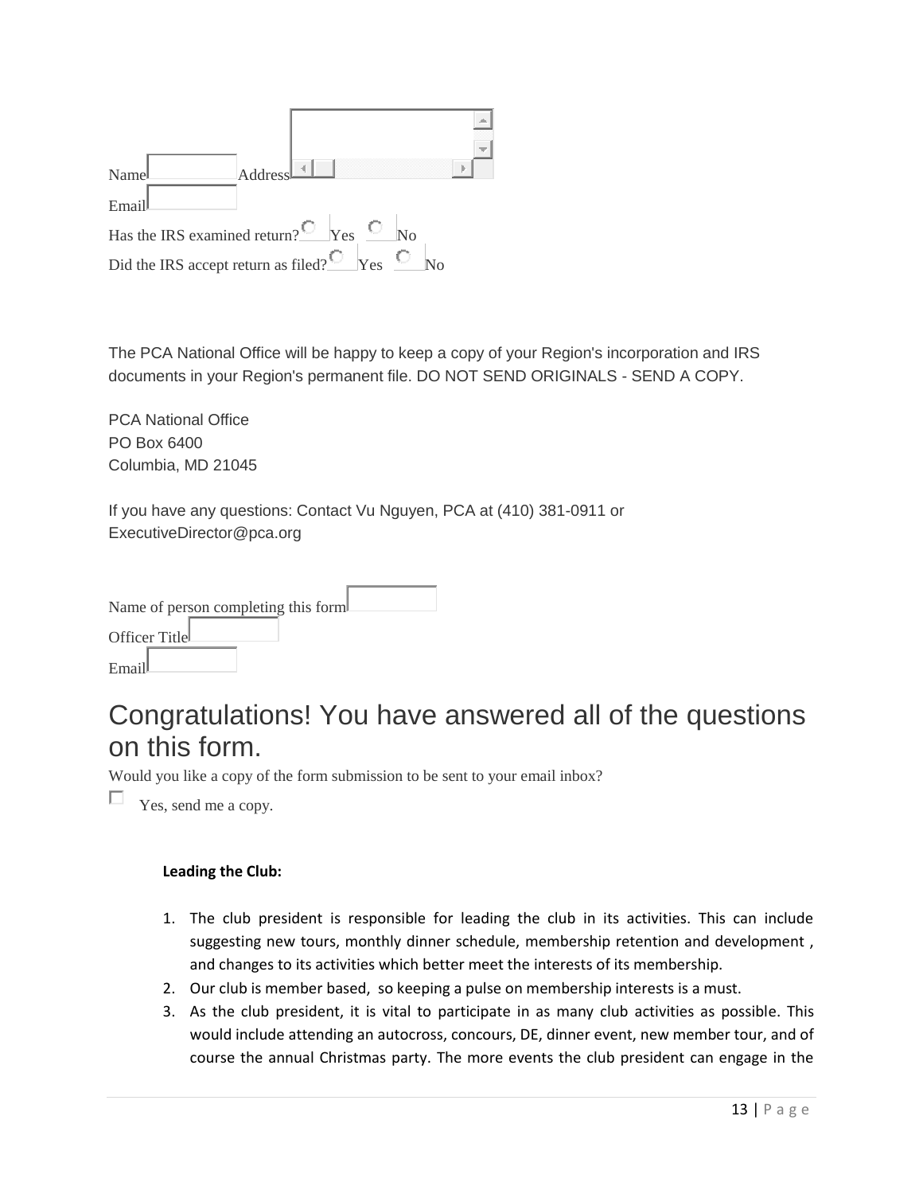Name Address

Email

Has the IRS examined return? Yes No

Did the IRS accept return as filed? Yes No

The PCA National Office will be happy to keep a copy of your Region's incorporation and IRS documents in your Region's permanent file. DO NOT SEND ORIGINALS - SEND A COPY.

PCA National Office
PO Box 6400
Columbia, MD 21045

If you have any questions: Contact Vu Nguyen, PCA at (410) 381-0911 or ExecutiveDirector@pca.org

Name of person completing this form

Officer Title

Email

# Congratulations! You have answered all of the questions on this form.

Would you like a copy of the form submission to be sent to your email inbox?

- [ ] Yes, send me a copy.

**Leading the Club:**

1. The club president is responsible for leading the club in its activities. This can include suggesting new tours, monthly dinner schedule, membership retention and development , and changes to its activities which better meet the interests of its membership.
2. Our club is member based, so keeping a pulse on membership interests is a must.
3. As the club president, it is vital to participate in as many club activities as possible. This would include attending an autocross, concours, DE, dinner event, new member tour, and of course the annual Christmas party. The more events the club president can engage in the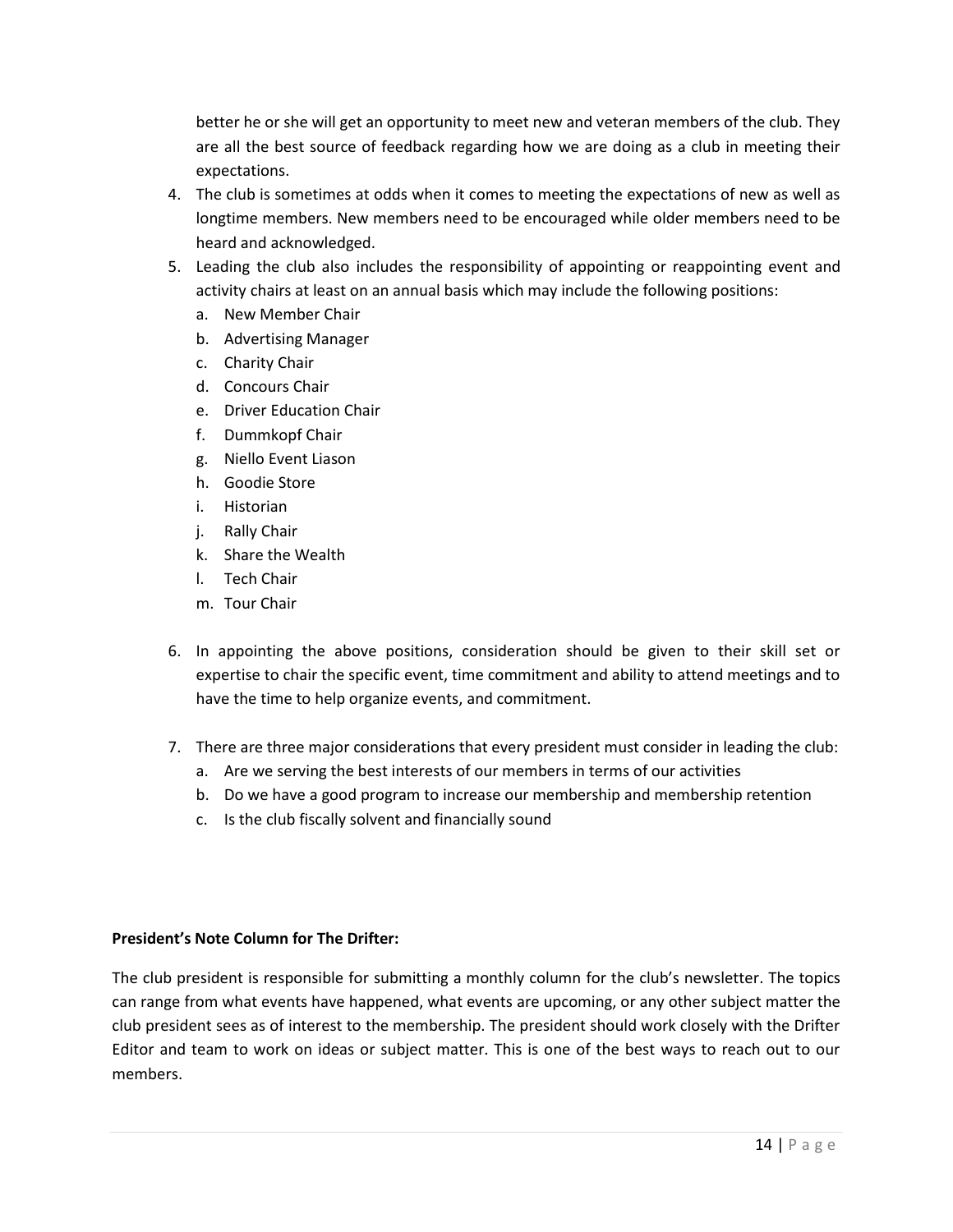better he or she will get an opportunity to meet new and veteran members of the club. They are all the best source of feedback regarding how we are doing as a club in meeting their expectations.

4. The club is sometimes at odds when it comes to meeting the expectations of new as well as longtime members. New members need to be encouraged while older members need to be heard and acknowledged.
5. Leading the club also includes the responsibility of appointing or reappointing event and activity chairs at least on an annual basis which may include the following positions:
   a. New Member Chair
   b. Advertising Manager
   c. Charity Chair
   d. Concours Chair
   e. Driver Education Chair
   f. Dummkopf Chair
   g. Niello Event Liason
   h. Goodie Store
   i. Historian
   j. Rally Chair
   k. Share the Wealth
   l. Tech Chair
   m. Tour Chair

6. In appointing the above positions, consideration should be given to their skill set or expertise to chair the specific event, time commitment and ability to attend meetings and to have the time to help organize events, and commitment.

7. There are three major considerations that every president must consider in leading the club:
   a. Are we serving the best interests of our members in terms of our activities
   b. Do we have a good program to increase our membership and membership retention
   c. Is the club fiscally solvent and financially sound

**President's Note Column for The Drifter:**

The club president is responsible for submitting a monthly column for the club's newsletter. The topics can range from what events have happened, what events are upcoming, or any other subject matter the club president sees as of interest to the membership. The president should work closely with the Drifter Editor and team to work on ideas or subject matter. This is one of the best ways to reach out to our members.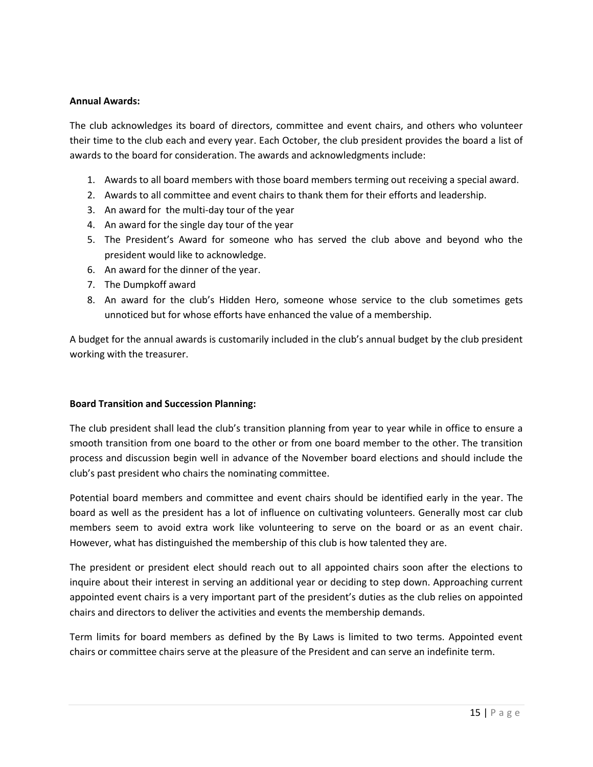**Annual Awards:**

The club acknowledges its board of directors, committee and event chairs, and others who volunteer their time to the club each and every year. Each October, the club president provides the board a list of awards to the board for consideration. The awards and acknowledgments include:

1. Awards to all board members with those board members terming out receiving a special award.
2. Awards to all committee and event chairs to thank them for their efforts and leadership.
3. An award for the multi-day tour of the year
4. An award for the single day tour of the year
5. The President's Award for someone who has served the club above and beyond who the president would like to acknowledge.
6. An award for the dinner of the year.
7. The Dumpkoff award
8. An award for the club's Hidden Hero, someone whose service to the club sometimes gets unnoticed but for whose efforts have enhanced the value of a membership.

A budget for the annual awards is customarily included in the club's annual budget by the club president working with the treasurer.

**Board Transition and Succession Planning:**

The club president shall lead the club's transition planning from year to year while in office to ensure a smooth transition from one board to the other or from one board member to the other. The transition process and discussion begin well in advance of the November board elections and should include the club's past president who chairs the nominating committee.

Potential board members and committee and event chairs should be identified early in the year. The board as well as the president has a lot of influence on cultivating volunteers. Generally most car club members seem to avoid extra work like volunteering to serve on the board or as an event chair. However, what has distinguished the membership of this club is how talented they are.

The president or president elect should reach out to all appointed chairs soon after the elections to inquire about their interest in serving an additional year or deciding to step down. Approaching current appointed event chairs is a very important part of the president's duties as the club relies on appointed chairs and directors to deliver the activities and events the membership demands.

Term limits for board members as defined by the By Laws is limited to two terms. Appointed event chairs or committee chairs serve at the pleasure of the President and can serve an indefinite term.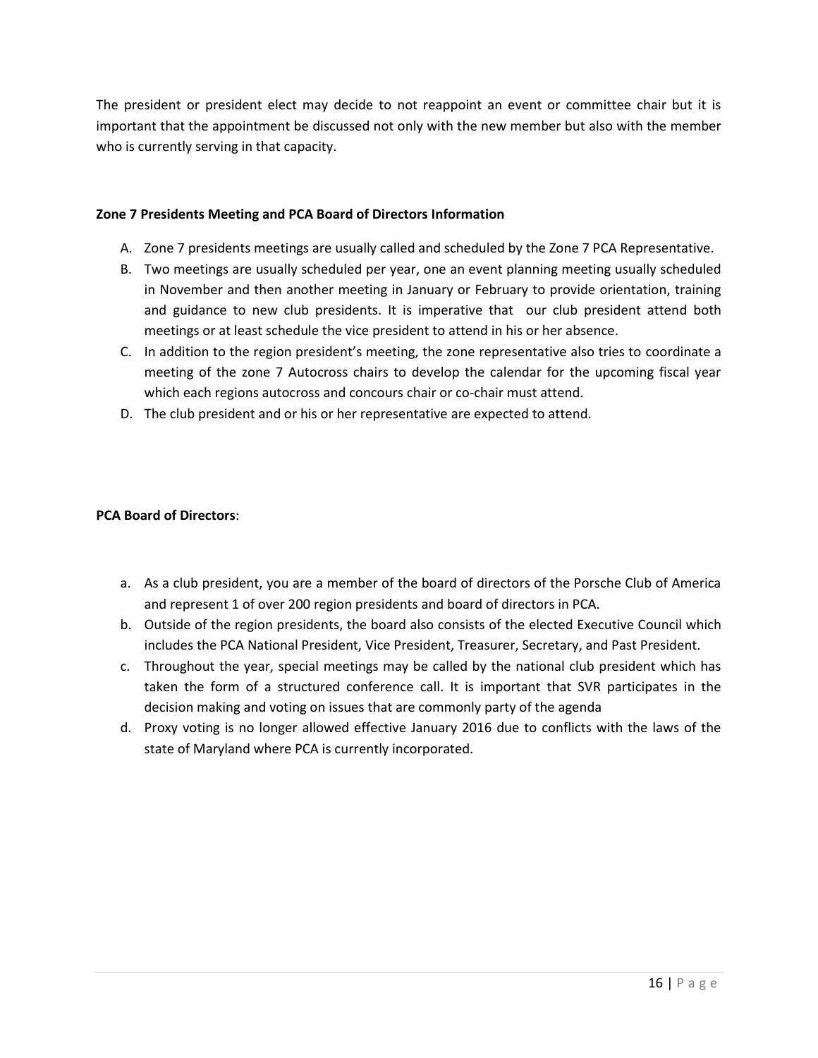The president or president elect may decide to not reappoint an event or committee chair but it is important that the appointment be discussed not only with the new member but also with the member who is currently serving in that capacity.

**Zone 7 Presidents Meeting and PCA Board of Directors Information**

A. Zone 7 presidents meetings are usually called and scheduled by the Zone 7 PCA Representative.
B. Two meetings are usually scheduled per year, one an event planning meeting usually scheduled in November and then another meeting in January or February to provide orientation, training and guidance to new club presidents. It is imperative that our club president attend both meetings or at least schedule the vice president to attend in his or her absence.
C. In addition to the region president's meeting, the zone representative also tries to coordinate a meeting of the zone 7 Autocross chairs to develop the calendar for the upcoming fiscal year which each regions autocross and concours chair or co-chair must attend.
D. The club president and or his or her representative are expected to attend.

**PCA Board of Directors**:

a. As a club president, you are a member of the board of directors of the Porsche Club of America and represent 1 of over 200 region presidents and board of directors in PCA.
b. Outside of the region presidents, the board also consists of the elected Executive Council which includes the PCA National President, Vice President, Treasurer, Secretary, and Past President.
c. Throughout the year, special meetings may be called by the national club president which has taken the form of a structured conference call. It is important that SVR participates in the decision making and voting on issues that are commonly party of the agenda
d. Proxy voting is no longer allowed effective January 2016 due to conflicts with the laws of the state of Maryland where PCA is currently incorporated.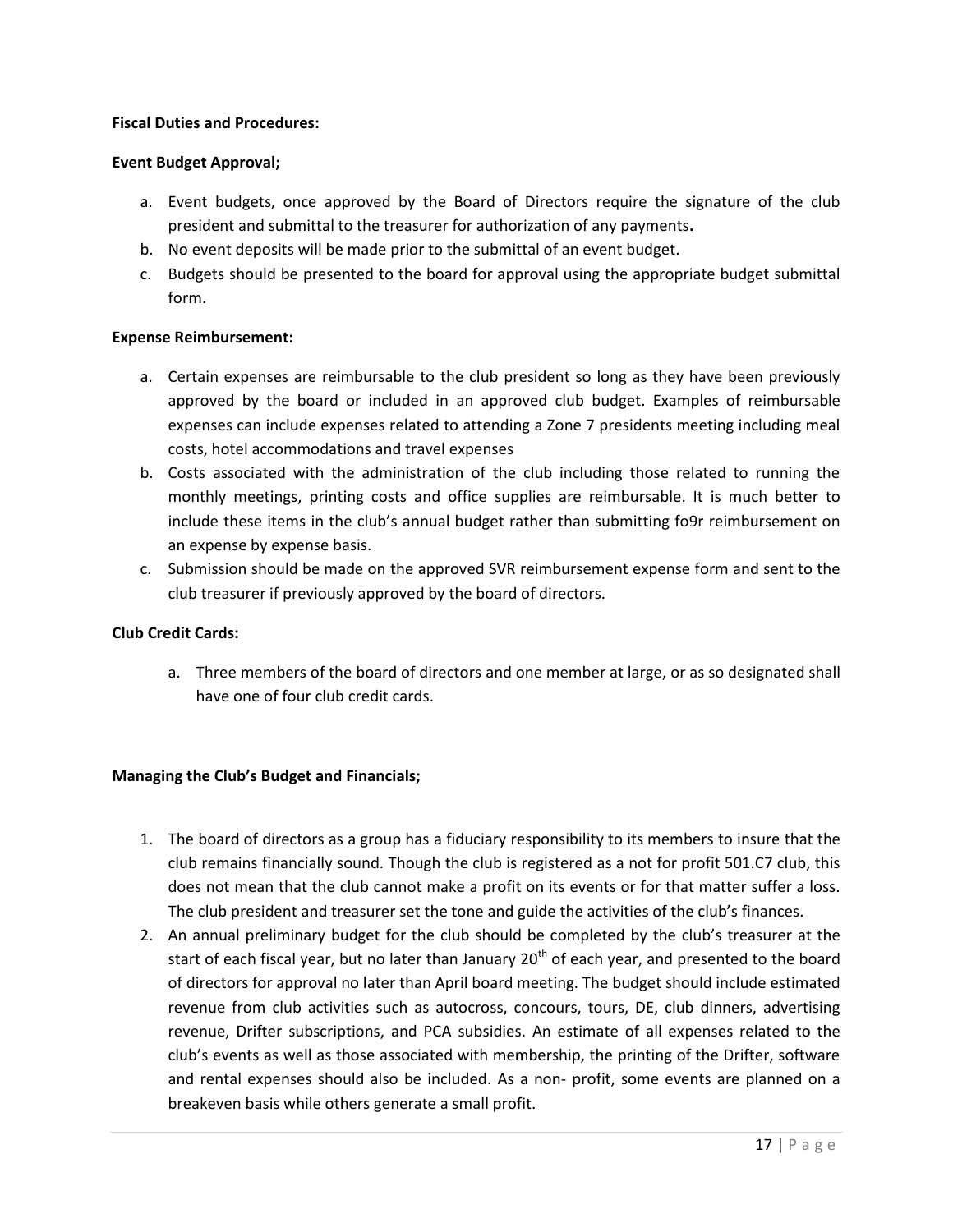**Fiscal Duties and Procedures:**

**Event Budget Approval;**

a. Event budgets, once approved by the Board of Directors require the signature of the club president and submittal to the treasurer for authorization of any payments**.**
b. No event deposits will be made prior to the submittal of an event budget.
c. Budgets should be presented to the board for approval using the appropriate budget submittal form.

**Expense Reimbursement:**

a. Certain expenses are reimbursable to the club president so long as they have been previously approved by the board or included in an approved club budget. Examples of reimbursable expenses can include expenses related to attending a Zone 7 presidents meeting including meal costs, hotel accommodations and travel expenses
b. Costs associated with the administration of the club including those related to running the monthly meetings, printing costs and office supplies are reimbursable. It is much better to include these items in the club's annual budget rather than submitting fo9r reimbursement on an expense by expense basis.
c. Submission should be made on the approved SVR reimbursement expense form and sent to the club treasurer if previously approved by the board of directors.

**Club Credit Cards:**

a. Three members of the board of directors and one member at large, or as so designated shall have one of four club credit cards.

**Managing the Club's Budget and Financials;**

1. The board of directors as a group has a fiduciary responsibility to its members to insure that the club remains financially sound. Though the club is registered as a not for profit 501.C7 club, this does not mean that the club cannot make a profit on its events or for that matter suffer a loss. The club president and treasurer set the tone and guide the activities of the club's finances.
2. An annual preliminary budget for the club should be completed by the club's treasurer at the start of each fiscal year, but no later than January 20th of each year, and presented to the board of directors for approval no later than April board meeting. The budget should include estimated revenue from club activities such as autocross, concours, tours, DE, club dinners, advertising revenue, Drifter subscriptions, and PCA subsidies. An estimate of all expenses related to the club's events as well as those associated with membership, the printing of the Drifter, software and rental expenses should also be included. As a non- profit, some events are planned on a breakeven basis while others generate a small profit.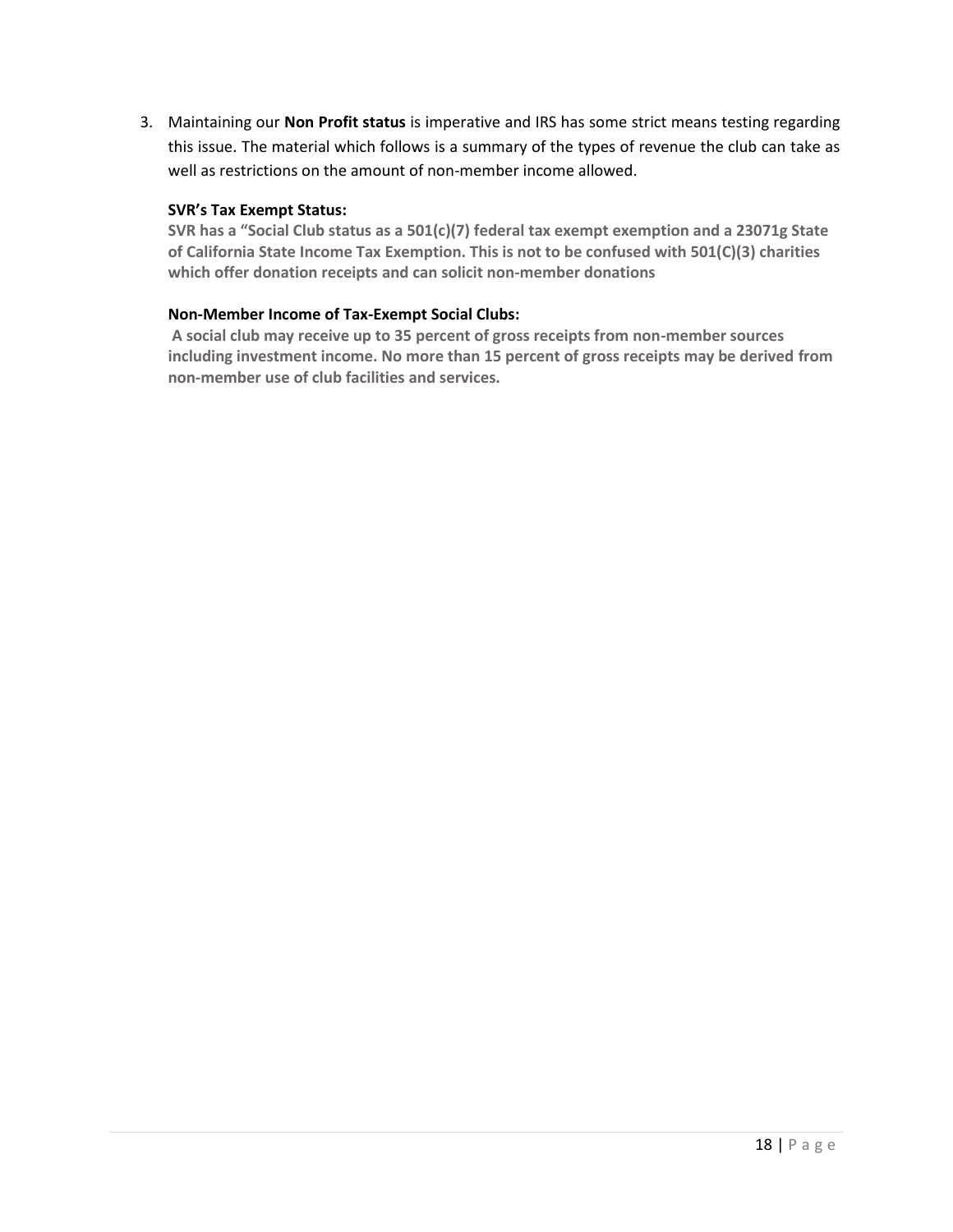3. Maintaining our **Non Profit status** is imperative and IRS has some strict means testing regarding this issue. The material which follows is a summary of the types of revenue the club can take as well as restrictions on the amount of non-member income allowed.

   **SVR's Tax Exempt Status:**

   **SVR has a "Social Club status as a 501(c)(7) federal tax exempt exemption and a 23071g State of California State Income Tax Exemption. This is not to be confused with 501(C)(3) charities which offer donation receipts and can solicit non-member donations**

   **Non-Member Income of Tax-Exempt Social Clubs:**

   **A social club may receive up to 35 percent of gross receipts from non-member sources including investment income. No more than 15 percent of gross receipts may be derived from non-member use of club facilities and services.**